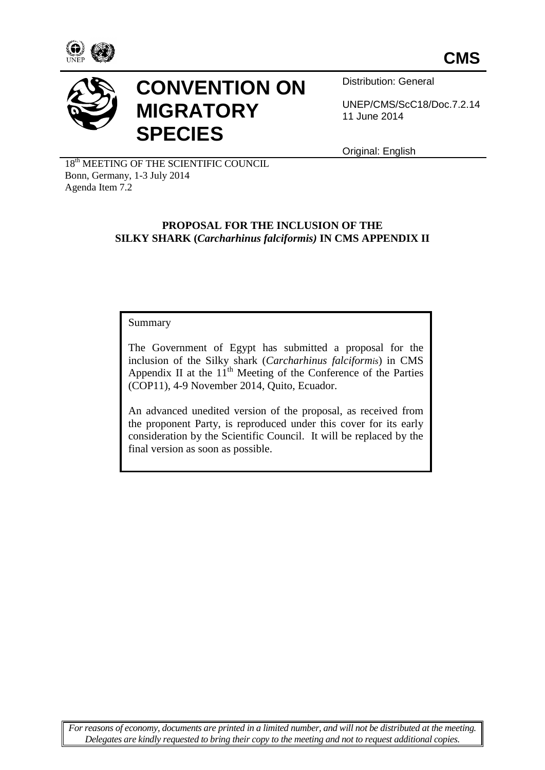CMS

# CONVENTION ON MIGRATORY SPECIES

Distribution: General

UNEP/CMS/ScC18/Doc.7.2.14
11 June 2014

Original: English

18th MEETING OF THE SCIENTIFIC COUNCIL
Bonn, Germany, 1-3 July 2014
Agenda Item 7.2

**PROPOSAL FOR THE INCLUSION OF THE SILKY SHARK (*Carcharhinus falciformis*) IN CMS APPENDIX II**

Summary

The Government of Egypt has submitted a proposal for the inclusion of the Silky shark (*Carcharhinus falciformis*) in CMS Appendix II at the 11th Meeting of the Conference of the Parties (COP11), 4-9 November 2014, Quito, Ecuador.

An advanced unedited version of the proposal, as received from the proponent Party, is reproduced under this cover for its early consideration by the Scientific Council. It will be replaced by the final version as soon as possible.

*For reasons of economy, documents are printed in a limited number, and will not be distributed at the meeting. Delegates are kindly requested to bring their copy to the meeting and not to request additional copies.*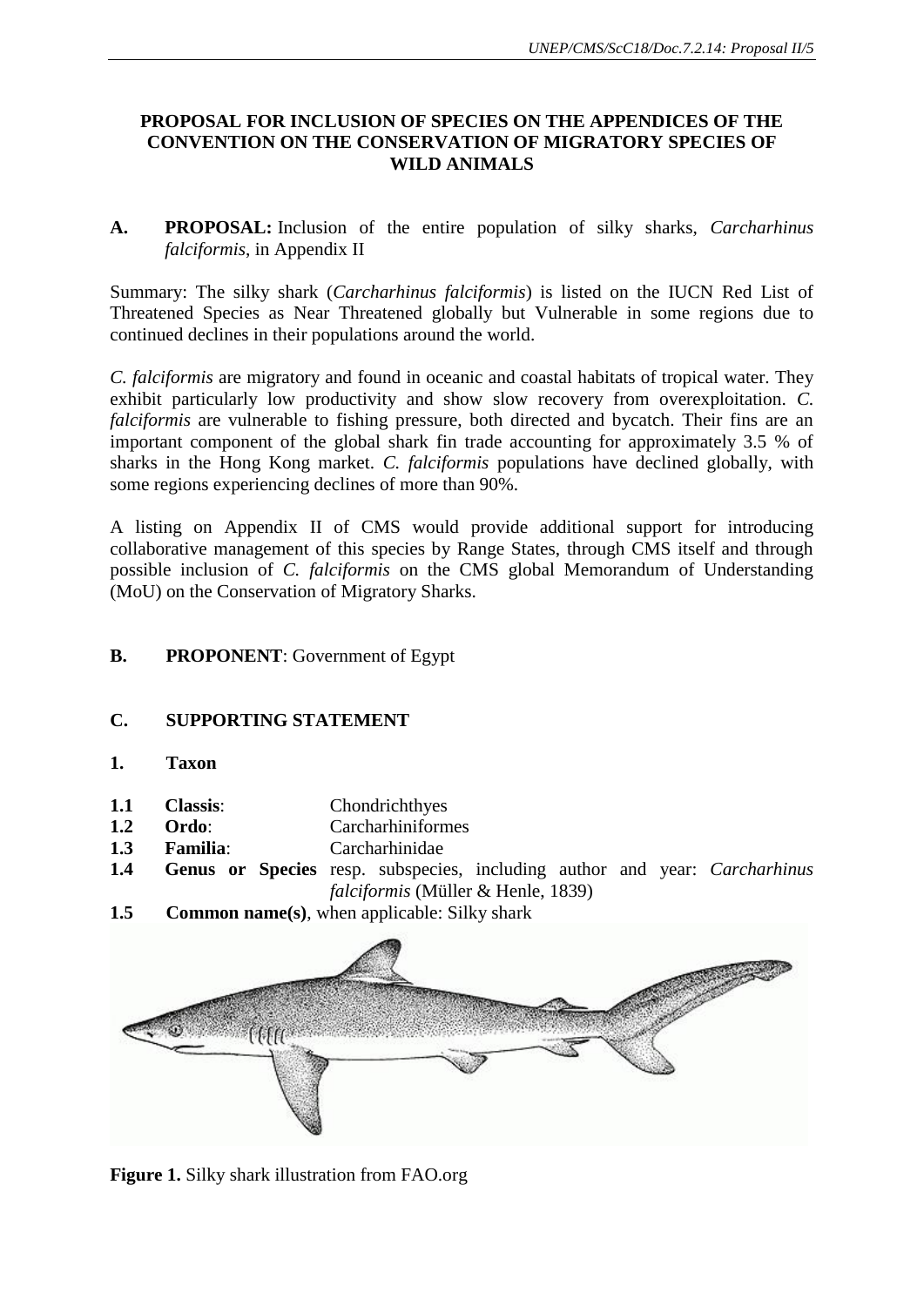# PROPOSAL FOR INCLUSION OF SPECIES ON THE APPENDICES OF THE CONVENTION ON THE CONSERVATION OF MIGRATORY SPECIES OF WILD ANIMALS

**A. PROPOSAL:** Inclusion of the entire population of silky sharks, *Carcharhinus falciformis*, in Appendix II

Summary: The silky shark (*Carcharhinus falciformis*) is listed on the IUCN Red List of Threatened Species as Near Threatened globally but Vulnerable in some regions due to continued declines in their populations around the world.

*C. falciformis* are migratory and found in oceanic and coastal habitats of tropical water. They exhibit particularly low productivity and show slow recovery from overexploitation. *C. falciformis* are vulnerable to fishing pressure, both directed and bycatch. Their fins are an important component of the global shark fin trade accounting for approximately 3.5 % of sharks in the Hong Kong market. *C. falciformis* populations have declined globally, with some regions experiencing declines of more than 90%.

A listing on Appendix II of CMS would provide additional support for introducing collaborative management of this species by Range States, through CMS itself and through possible inclusion of *C. falciformis* on the CMS global Memorandum of Understanding (MoU) on the Conservation of Migratory Sharks.

**B. PROPONENT**: Government of Egypt

**C. SUPPORTING STATEMENT**

**1. Taxon**

**1.1 Classis**: Chondrichthyes
**1.2 Ordo**: Carcharhiniformes
**1.3 Familia**: Carcharhinidae
**1.4 Genus or Species** resp. subspecies, including author and year: *Carcharhinus falciformis* (Müller & Henle, 1839)
**1.5 Common name(s)**, when applicable: Silky shark

**Figure 1.** Silky shark illustration from FAO.org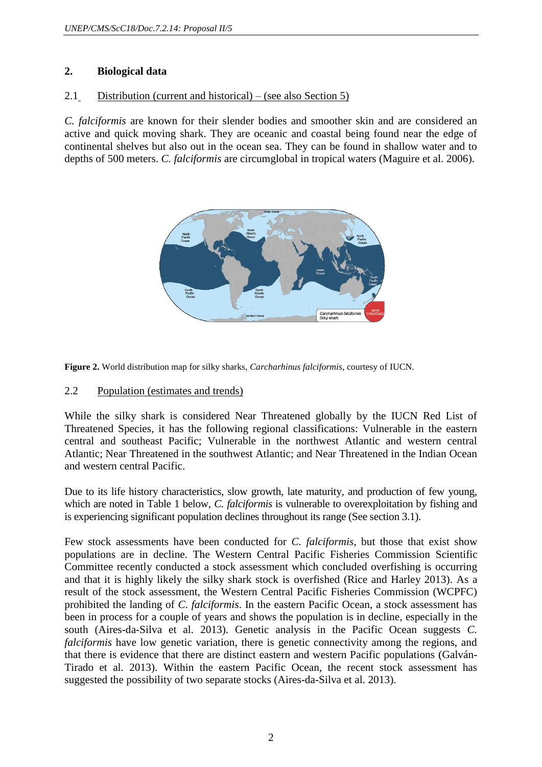## 2. Biological data

### 2.1 Distribution (current and historical) – (see also Section 5)

*C. falciformis* are known for their slender bodies and smoother skin and are considered an active and quick moving shark. They are oceanic and coastal being found near the edge of continental shelves but also out in the ocean sea. They can be found in shallow water and to depths of 500 meters. *C. falciformis* are circumglobal in tropical waters (Maguire et al. 2006).

**Figure 2.** World distribution map for silky sharks, *Carcharhinus falciformis*, courtesy of IUCN.

### 2.2 Population (estimates and trends)

While the silky shark is considered Near Threatened globally by the IUCN Red List of Threatened Species, it has the following regional classifications: Vulnerable in the eastern central and southeast Pacific; Vulnerable in the northwest Atlantic and western central Atlantic; Near Threatened in the southwest Atlantic; and Near Threatened in the Indian Ocean and western central Pacific.

Due to its life history characteristics, slow growth, late maturity, and production of few young, which are noted in Table 1 below, *C. falciformis* is vulnerable to overexploitation by fishing and is experiencing significant population declines throughout its range (See section 3.1).

Few stock assessments have been conducted for *C. falciformis*, but those that exist show populations are in decline. The Western Central Pacific Fisheries Commission Scientific Committee recently conducted a stock assessment which concluded overfishing is occurring and that it is highly likely the silky shark stock is overfished (Rice and Harley 2013). As a result of the stock assessment, the Western Central Pacific Fisheries Commission (WCPFC) prohibited the landing of *C. falciformis*. In the eastern Pacific Ocean, a stock assessment has been in process for a couple of years and shows the population is in decline, especially in the south (Aires-da-Silva et al. 2013). Genetic analysis in the Pacific Ocean suggests *C. falciformis* have low genetic variation, there is genetic connectivity among the regions, and that there is evidence that there are distinct eastern and western Pacific populations (Galván-Tirado et al. 2013). Within the eastern Pacific Ocean, the recent stock assessment has suggested the possibility of two separate stocks (Aires-da-Silva et al. 2013).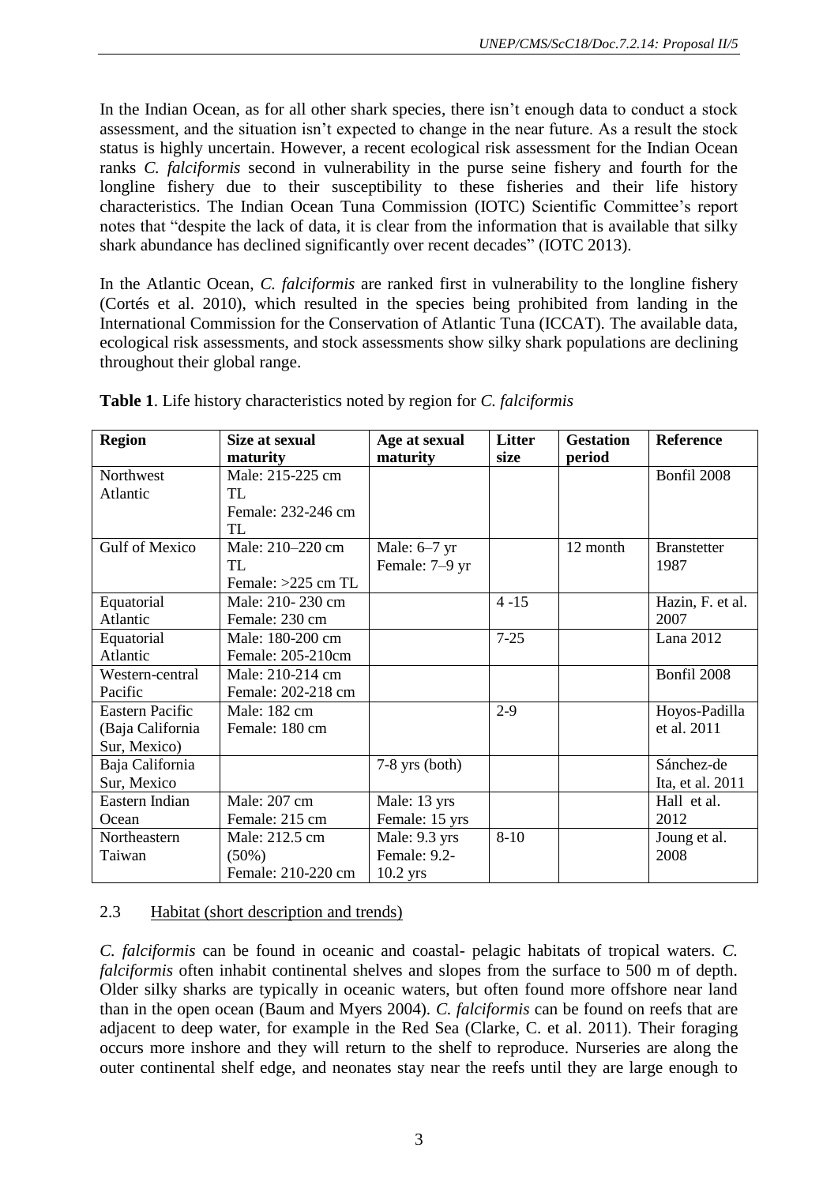In the Indian Ocean, as for all other shark species, there isn't enough data to conduct a stock assessment, and the situation isn't expected to change in the near future. As a result the stock status is highly uncertain. However, a recent ecological risk assessment for the Indian Ocean ranks *C. falciformis* second in vulnerability in the purse seine fishery and fourth for the longline fishery due to their susceptibility to these fisheries and their life history characteristics. The Indian Ocean Tuna Commission (IOTC) Scientific Committee's report notes that "despite the lack of data, it is clear from the information that is available that silky shark abundance has declined significantly over recent decades" (IOTC 2013).

In the Atlantic Ocean, *C. falciformis* are ranked first in vulnerability to the longline fishery (Cortés et al. 2010), which resulted in the species being prohibited from landing in the International Commission for the Conservation of Atlantic Tuna (ICCAT). The available data, ecological risk assessments, and stock assessments show silky shark populations are declining throughout their global range.

**Table 1**. Life history characteristics noted by region for *C. falciformis*

| Region | Size at sexual maturity | Age at sexual maturity | Litter size | Gestation period | Reference |
|---|---|---|---|---|---|
| Northwest Atlantic | Male: 215-225 cm TL<br>Female: 232-246 cm TL | | | | Bonfil 2008 |
| Gulf of Mexico | Male: 210–220 cm TL<br>Female: >225 cm TL | Male: 6–7 yr<br>Female: 7–9 yr | | 12 month | Branstetter 1987 |
| Equatorial Atlantic | Male: 210- 230 cm<br>Female: 230 cm | | 4 -15 | | Hazin, F. et al. 2007 |
| Equatorial Atlantic | Male: 180-200 cm<br>Female: 205-210cm | | 7-25 | | Lana 2012 |
| Western-central Pacific | Male: 210-214 cm<br>Female: 202-218 cm | | | | Bonfil 2008 |
| Eastern Pacific (Baja California Sur, Mexico) | Male: 182 cm<br>Female: 180 cm | | 2-9 | | Hoyos-Padilla et al. 2011 |
| Baja California Sur, Mexico | | 7-8 yrs (both) | | | Sánchez-de Ita, et al. 2011 |
| Eastern Indian Ocean | Male: 207 cm<br>Female: 215 cm | Male: 13 yrs<br>Female: 15 yrs | | | Hall et al. 2012 |
| Northeastern Taiwan | Male: 212.5 cm (50%)<br>Female: 210-220 cm | Male: 9.3 yrs<br>Female: 9.2-10.2 yrs | 8-10 | | Joung et al. 2008 |

### 2.3 Habitat (short description and trends)

*C. falciformis* can be found in oceanic and coastal- pelagic habitats of tropical waters. *C. falciformis* often inhabit continental shelves and slopes from the surface to 500 m of depth. Older silky sharks are typically in oceanic waters, but often found more offshore near land than in the open ocean (Baum and Myers 2004). *C. falciformis* can be found on reefs that are adjacent to deep water, for example in the Red Sea (Clarke, C. et al. 2011). Their foraging occurs more inshore and they will return to the shelf to reproduce. Nurseries are along the outer continental shelf edge, and neonates stay near the reefs until they are large enough to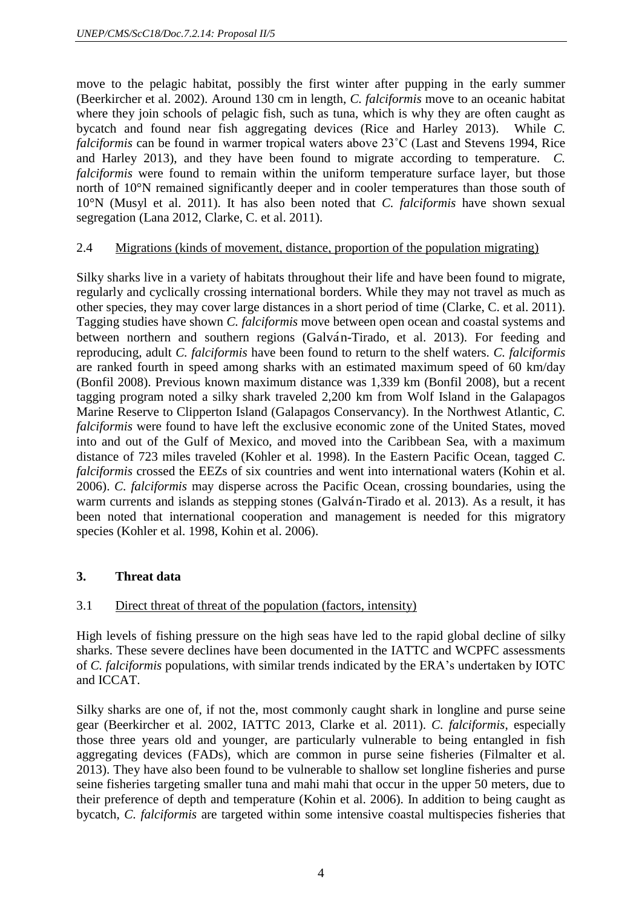move to the pelagic habitat, possibly the first winter after pupping in the early summer (Beerkircher et al. 2002). Around 130 cm in length, *C. falciformis* move to an oceanic habitat where they join schools of pelagic fish, such as tuna, which is why they are often caught as bycatch and found near fish aggregating devices (Rice and Harley 2013). While *C. falciformis* can be found in warmer tropical waters above 23˚C (Last and Stevens 1994, Rice and Harley 2013), and they have been found to migrate according to temperature. *C. falciformis* were found to remain within the uniform temperature surface layer, but those north of 10°N remained significantly deeper and in cooler temperatures than those south of 10°N (Musyl et al. 2011). It has also been noted that *C. falciformis* have shown sexual segregation (Lana 2012, Clarke, C. et al. 2011).

2.4 Migrations (kinds of movement, distance, proportion of the population migrating)

Silky sharks live in a variety of habitats throughout their life and have been found to migrate, regularly and cyclically crossing international borders. While they may not travel as much as other species, they may cover large distances in a short period of time (Clarke, C. et al. 2011). Tagging studies have shown *C. falciformis* move between open ocean and coastal systems and between northern and southern regions (Galván-Tirado, et al. 2013). For feeding and reproducing, adult *C. falciformis* have been found to return to the shelf waters. *C. falciformis* are ranked fourth in speed among sharks with an estimated maximum speed of 60 km/day (Bonfil 2008). Previous known maximum distance was 1,339 km (Bonfil 2008), but a recent tagging program noted a silky shark traveled 2,200 km from Wolf Island in the Galapagos Marine Reserve to Clipperton Island (Galapagos Conservancy). In the Northwest Atlantic, *C. falciformis* were found to have left the exclusive economic zone of the United States, moved into and out of the Gulf of Mexico, and moved into the Caribbean Sea, with a maximum distance of 723 miles traveled (Kohler et al. 1998). In the Eastern Pacific Ocean, tagged *C. falciformis* crossed the EEZs of six countries and went into international waters (Kohin et al. 2006). *C. falciformis* may disperse across the Pacific Ocean, crossing boundaries, using the warm currents and islands as stepping stones (Galván-Tirado et al. 2013). As a result, it has been noted that international cooperation and management is needed for this migratory species (Kohler et al. 1998, Kohin et al. 2006).

## 3. Threat data

3.1 Direct threat of threat of the population (factors, intensity)

High levels of fishing pressure on the high seas have led to the rapid global decline of silky sharks. These severe declines have been documented in the IATTC and WCPFC assessments of *C. falciformis* populations, with similar trends indicated by the ERA's undertaken by IOTC and ICCAT.

Silky sharks are one of, if not the, most commonly caught shark in longline and purse seine gear (Beerkircher et al. 2002, IATTC 2013, Clarke et al. 2011). *C. falciformis*, especially those three years old and younger, are particularly vulnerable to being entangled in fish aggregating devices (FADs), which are common in purse seine fisheries (Filmalter et al. 2013). They have also been found to be vulnerable to shallow set longline fisheries and purse seine fisheries targeting smaller tuna and mahi mahi that occur in the upper 50 meters, due to their preference of depth and temperature (Kohin et al. 2006). In addition to being caught as bycatch, *C. falciformis* are targeted within some intensive coastal multispecies fisheries that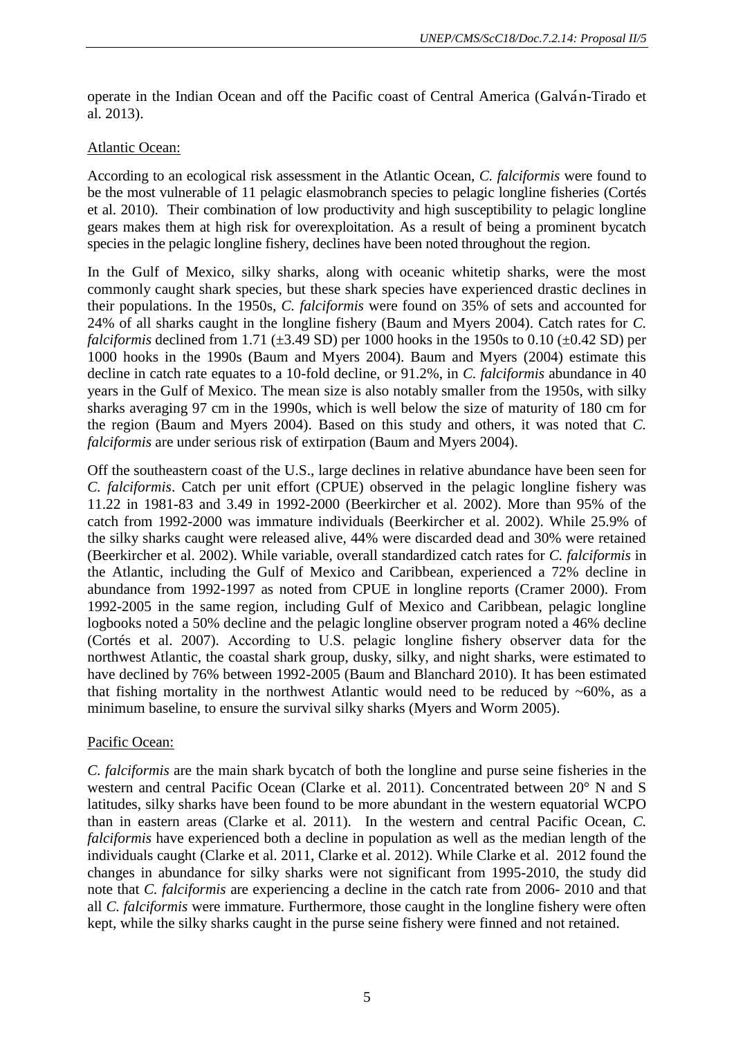operate in the Indian Ocean and off the Pacific coast of Central America (Galván-Tirado et al. 2013).

Atlantic Ocean:

According to an ecological risk assessment in the Atlantic Ocean, *C. falciformis* were found to be the most vulnerable of 11 pelagic elasmobranch species to pelagic longline fisheries (Cortés et al. 2010). Their combination of low productivity and high susceptibility to pelagic longline gears makes them at high risk for overexploitation. As a result of being a prominent bycatch species in the pelagic longline fishery, declines have been noted throughout the region.

In the Gulf of Mexico, silky sharks, along with oceanic whitetip sharks, were the most commonly caught shark species, but these shark species have experienced drastic declines in their populations. In the 1950s, *C. falciformis* were found on 35% of sets and accounted for 24% of all sharks caught in the longline fishery (Baum and Myers 2004). Catch rates for *C. falciformis* declined from 1.71 (±3.49 SD) per 1000 hooks in the 1950s to 0.10 (±0.42 SD) per 1000 hooks in the 1990s (Baum and Myers 2004). Baum and Myers (2004) estimate this decline in catch rate equates to a 10-fold decline, or 91.2%, in *C. falciformis* abundance in 40 years in the Gulf of Mexico. The mean size is also notably smaller from the 1950s, with silky sharks averaging 97 cm in the 1990s, which is well below the size of maturity of 180 cm for the region (Baum and Myers 2004). Based on this study and others, it was noted that *C. falciformis* are under serious risk of extirpation (Baum and Myers 2004).

Off the southeastern coast of the U.S., large declines in relative abundance have been seen for *C. falciformis*. Catch per unit effort (CPUE) observed in the pelagic longline fishery was 11.22 in 1981-83 and 3.49 in 1992-2000 (Beerkircher et al. 2002). More than 95% of the catch from 1992-2000 was immature individuals (Beerkircher et al. 2002). While 25.9% of the silky sharks caught were released alive, 44% were discarded dead and 30% were retained (Beerkircher et al. 2002). While variable, overall standardized catch rates for *C. falciformis* in the Atlantic, including the Gulf of Mexico and Caribbean, experienced a 72% decline in abundance from 1992-1997 as noted from CPUE in longline reports (Cramer 2000). From 1992-2005 in the same region, including Gulf of Mexico and Caribbean, pelagic longline logbooks noted a 50% decline and the pelagic longline observer program noted a 46% decline (Cortés et al. 2007). According to U.S. pelagic longline fishery observer data for the northwest Atlantic, the coastal shark group, dusky, silky, and night sharks, were estimated to have declined by 76% between 1992-2005 (Baum and Blanchard 2010). It has been estimated that fishing mortality in the northwest Atlantic would need to be reduced by ~60%, as a minimum baseline, to ensure the survival silky sharks (Myers and Worm 2005).

Pacific Ocean:

*C. falciformis* are the main shark bycatch of both the longline and purse seine fisheries in the western and central Pacific Ocean (Clarke et al. 2011). Concentrated between 20° N and S latitudes, silky sharks have been found to be more abundant in the western equatorial WCPO than in eastern areas (Clarke et al. 2011). In the western and central Pacific Ocean, *C. falciformis* have experienced both a decline in population as well as the median length of the individuals caught (Clarke et al. 2011, Clarke et al. 2012). While Clarke et al. 2012 found the changes in abundance for silky sharks were not significant from 1995-2010, the study did note that *C. falciformis* are experiencing a decline in the catch rate from 2006- 2010 and that all *C. falciformis* were immature. Furthermore, those caught in the longline fishery were often kept, while the silky sharks caught in the purse seine fishery were finned and not retained.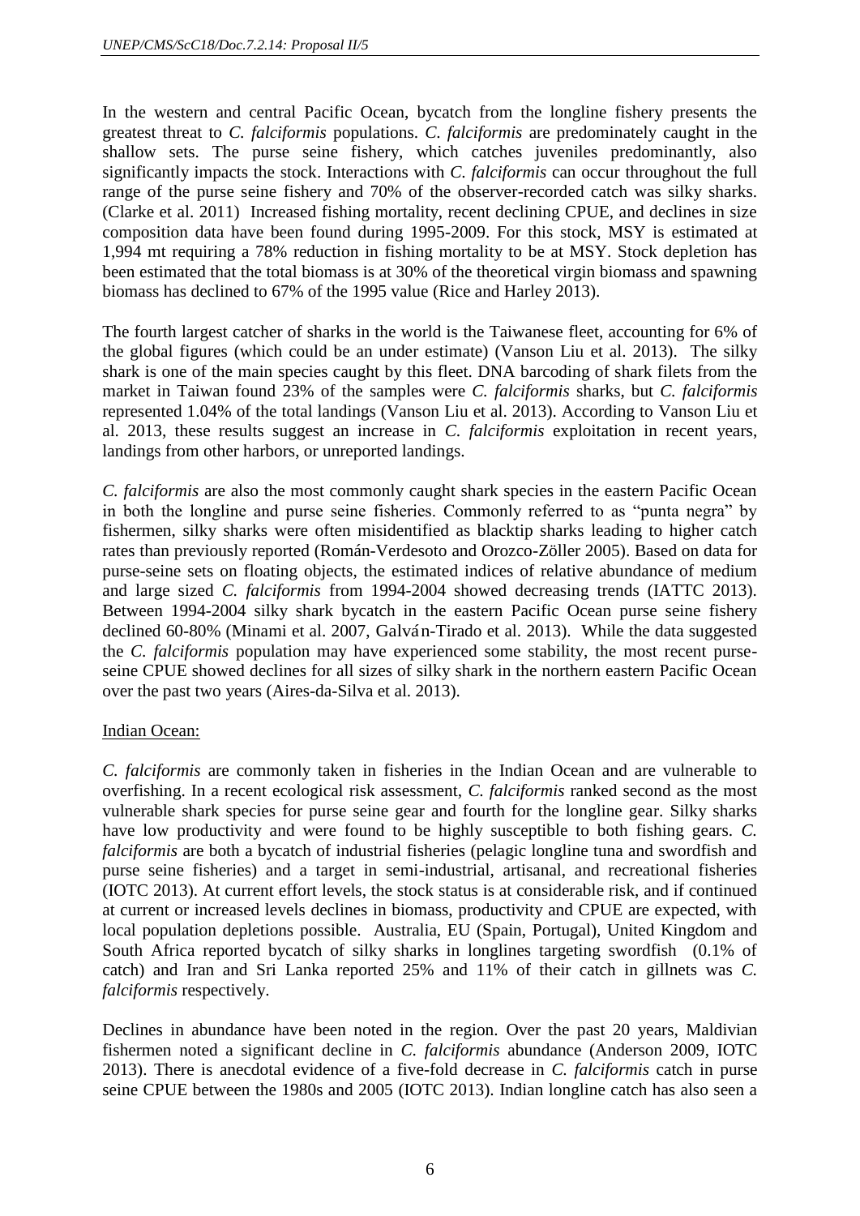In the western and central Pacific Ocean, bycatch from the longline fishery presents the greatest threat to *C. falciformis* populations. *C. falciformis* are predominately caught in the shallow sets. The purse seine fishery, which catches juveniles predominantly, also significantly impacts the stock. Interactions with *C. falciformis* can occur throughout the full range of the purse seine fishery and 70% of the observer-recorded catch was silky sharks. (Clarke et al. 2011) Increased fishing mortality, recent declining CPUE, and declines in size composition data have been found during 1995-2009. For this stock, MSY is estimated at 1,994 mt requiring a 78% reduction in fishing mortality to be at MSY. Stock depletion has been estimated that the total biomass is at 30% of the theoretical virgin biomass and spawning biomass has declined to 67% of the 1995 value (Rice and Harley 2013).

The fourth largest catcher of sharks in the world is the Taiwanese fleet, accounting for 6% of the global figures (which could be an under estimate) (Vanson Liu et al. 2013). The silky shark is one of the main species caught by this fleet. DNA barcoding of shark filets from the market in Taiwan found 23% of the samples were *C. falciformis* sharks, but *C. falciformis* represented 1.04% of the total landings (Vanson Liu et al. 2013). According to Vanson Liu et al. 2013, these results suggest an increase in *C. falciformis* exploitation in recent years, landings from other harbors, or unreported landings.

*C. falciformis* are also the most commonly caught shark species in the eastern Pacific Ocean in both the longline and purse seine fisheries. Commonly referred to as "punta negra" by fishermen, silky sharks were often misidentified as blacktip sharks leading to higher catch rates than previously reported (Román-Verdesoto and Orozco-Zöller 2005). Based on data for purse-seine sets on floating objects, the estimated indices of relative abundance of medium and large sized *C. falciformis* from 1994-2004 showed decreasing trends (IATTC 2013). Between 1994-2004 silky shark bycatch in the eastern Pacific Ocean purse seine fishery declined 60-80% (Minami et al. 2007, Galván-Tirado et al. 2013). While the data suggested the *C. falciformis* population may have experienced some stability, the most recent purse-seine CPUE showed declines for all sizes of silky shark in the northern eastern Pacific Ocean over the past two years (Aires-da-Silva et al. 2013).

Indian Ocean:

*C. falciformis* are commonly taken in fisheries in the Indian Ocean and are vulnerable to overfishing. In a recent ecological risk assessment, *C. falciformis* ranked second as the most vulnerable shark species for purse seine gear and fourth for the longline gear. Silky sharks have low productivity and were found to be highly susceptible to both fishing gears. *C. falciformis* are both a bycatch of industrial fisheries (pelagic longline tuna and swordfish and purse seine fisheries) and a target in semi-industrial, artisanal, and recreational fisheries (IOTC 2013). At current effort levels, the stock status is at considerable risk, and if continued at current or increased levels declines in biomass, productivity and CPUE are expected, with local population depletions possible. Australia, EU (Spain, Portugal), United Kingdom and South Africa reported bycatch of silky sharks in longlines targeting swordfish (0.1% of catch) and Iran and Sri Lanka reported 25% and 11% of their catch in gillnets was *C. falciformis* respectively.

Declines in abundance have been noted in the region. Over the past 20 years, Maldivian fishermen noted a significant decline in *C. falciformis* abundance (Anderson 2009, IOTC 2013). There is anecdotal evidence of a five-fold decrease in *C. falciformis* catch in purse seine CPUE between the 1980s and 2005 (IOTC 2013). Indian longline catch has also seen a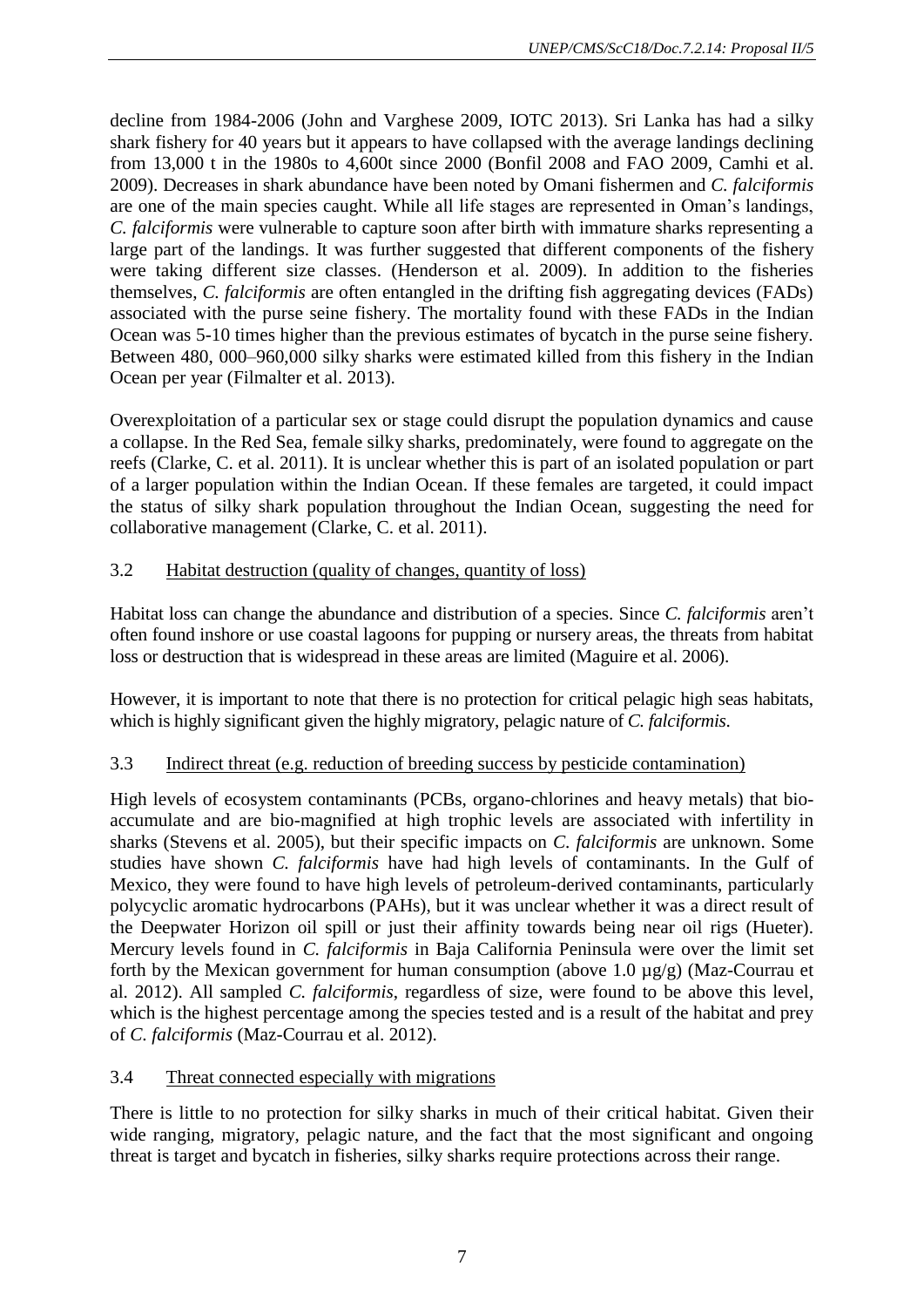decline from 1984-2006 (John and Varghese 2009, IOTC 2013). Sri Lanka has had a silky shark fishery for 40 years but it appears to have collapsed with the average landings declining from 13,000 t in the 1980s to 4,600t since 2000 (Bonfil 2008 and FAO 2009, Camhi et al. 2009). Decreases in shark abundance have been noted by Omani fishermen and *C. falciformis* are one of the main species caught. While all life stages are represented in Oman's landings, *C. falciformis* were vulnerable to capture soon after birth with immature sharks representing a large part of the landings. It was further suggested that different components of the fishery were taking different size classes. (Henderson et al. 2009). In addition to the fisheries themselves, *C. falciformis* are often entangled in the drifting fish aggregating devices (FADs) associated with the purse seine fishery. The mortality found with these FADs in the Indian Ocean was 5-10 times higher than the previous estimates of bycatch in the purse seine fishery. Between 480, 000–960,000 silky sharks were estimated killed from this fishery in the Indian Ocean per year (Filmalter et al. 2013).

Overexploitation of a particular sex or stage could disrupt the population dynamics and cause a collapse. In the Red Sea, female silky sharks, predominately, were found to aggregate on the reefs (Clarke, C. et al. 2011). It is unclear whether this is part of an isolated population or part of a larger population within the Indian Ocean. If these females are targeted, it could impact the status of silky shark population throughout the Indian Ocean, suggesting the need for collaborative management (Clarke, C. et al. 2011).

### 3.2 Habitat destruction (quality of changes, quantity of loss)

Habitat loss can change the abundance and distribution of a species. Since *C. falciformis* aren't often found inshore or use coastal lagoons for pupping or nursery areas, the threats from habitat loss or destruction that is widespread in these areas are limited (Maguire et al. 2006).

However, it is important to note that there is no protection for critical pelagic high seas habitats, which is highly significant given the highly migratory, pelagic nature of *C. falciformis.*

### 3.3 Indirect threat (e.g. reduction of breeding success by pesticide contamination)

High levels of ecosystem contaminants (PCBs, organo-chlorines and heavy metals) that bio-accumulate and are bio-magnified at high trophic levels are associated with infertility in sharks (Stevens et al. 2005), but their specific impacts on *C. falciformis* are unknown. Some studies have shown *C. falciformis* have had high levels of contaminants. In the Gulf of Mexico, they were found to have high levels of petroleum-derived contaminants, particularly polycyclic aromatic hydrocarbons (PAHs), but it was unclear whether it was a direct result of the Deepwater Horizon oil spill or just their affinity towards being near oil rigs (Hueter). Mercury levels found in *C. falciformis* in Baja California Peninsula were over the limit set forth by the Mexican government for human consumption (above 1.0 µg/g) (Maz-Courrau et al. 2012). All sampled *C. falciformis*, regardless of size, were found to be above this level, which is the highest percentage among the species tested and is a result of the habitat and prey of *C. falciformis* (Maz-Courrau et al. 2012).

### 3.4 Threat connected especially with migrations

There is little to no protection for silky sharks in much of their critical habitat. Given their wide ranging, migratory, pelagic nature, and the fact that the most significant and ongoing threat is target and bycatch in fisheries, silky sharks require protections across their range.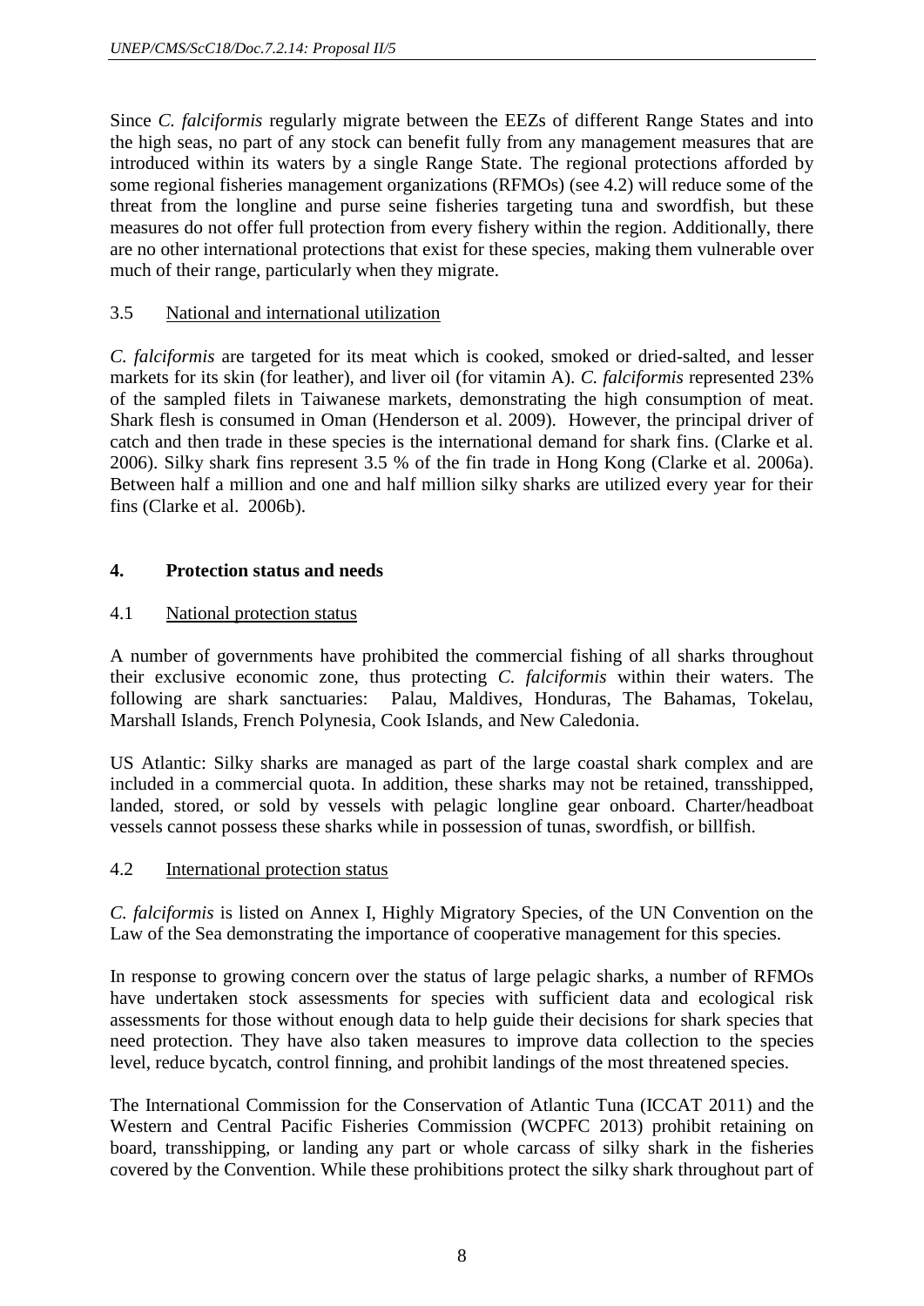Since *C. falciformis* regularly migrate between the EEZs of different Range States and into the high seas, no part of any stock can benefit fully from any management measures that are introduced within its waters by a single Range State. The regional protections afforded by some regional fisheries management organizations (RFMOs) (see 4.2) will reduce some of the threat from the longline and purse seine fisheries targeting tuna and swordfish, but these measures do not offer full protection from every fishery within the region. Additionally, there are no other international protections that exist for these species, making them vulnerable over much of their range, particularly when they migrate.

### 3.5 National and international utilization

*C. falciformis* are targeted for its meat which is cooked, smoked or dried-salted, and lesser markets for its skin (for leather), and liver oil (for vitamin A). *C. falciformis* represented 23% of the sampled filets in Taiwanese markets, demonstrating the high consumption of meat. Shark flesh is consumed in Oman (Henderson et al. 2009). However, the principal driver of catch and then trade in these species is the international demand for shark fins. (Clarke et al. 2006). Silky shark fins represent 3.5 % of the fin trade in Hong Kong (Clarke et al. 2006a). Between half a million and one and half million silky sharks are utilized every year for their fins (Clarke et al. 2006b).

## 4. Protection status and needs

### 4.1 National protection status

A number of governments have prohibited the commercial fishing of all sharks throughout their exclusive economic zone, thus protecting *C. falciformis* within their waters. The following are shark sanctuaries: Palau, Maldives, Honduras, The Bahamas, Tokelau, Marshall Islands, French Polynesia, Cook Islands, and New Caledonia.

US Atlantic: Silky sharks are managed as part of the large coastal shark complex and are included in a commercial quota. In addition, these sharks may not be retained, transshipped, landed, stored, or sold by vessels with pelagic longline gear onboard. Charter/headboat vessels cannot possess these sharks while in possession of tunas, swordfish, or billfish.

### 4.2 International protection status

*C. falciformis* is listed on Annex I, Highly Migratory Species, of the UN Convention on the Law of the Sea demonstrating the importance of cooperative management for this species.

In response to growing concern over the status of large pelagic sharks, a number of RFMOs have undertaken stock assessments for species with sufficient data and ecological risk assessments for those without enough data to help guide their decisions for shark species that need protection. They have also taken measures to improve data collection to the species level, reduce bycatch, control finning, and prohibit landings of the most threatened species.

The International Commission for the Conservation of Atlantic Tuna (ICCAT 2011) and the Western and Central Pacific Fisheries Commission (WCPFC 2013) prohibit retaining on board, transshipping, or landing any part or whole carcass of silky shark in the fisheries covered by the Convention. While these prohibitions protect the silky shark throughout part of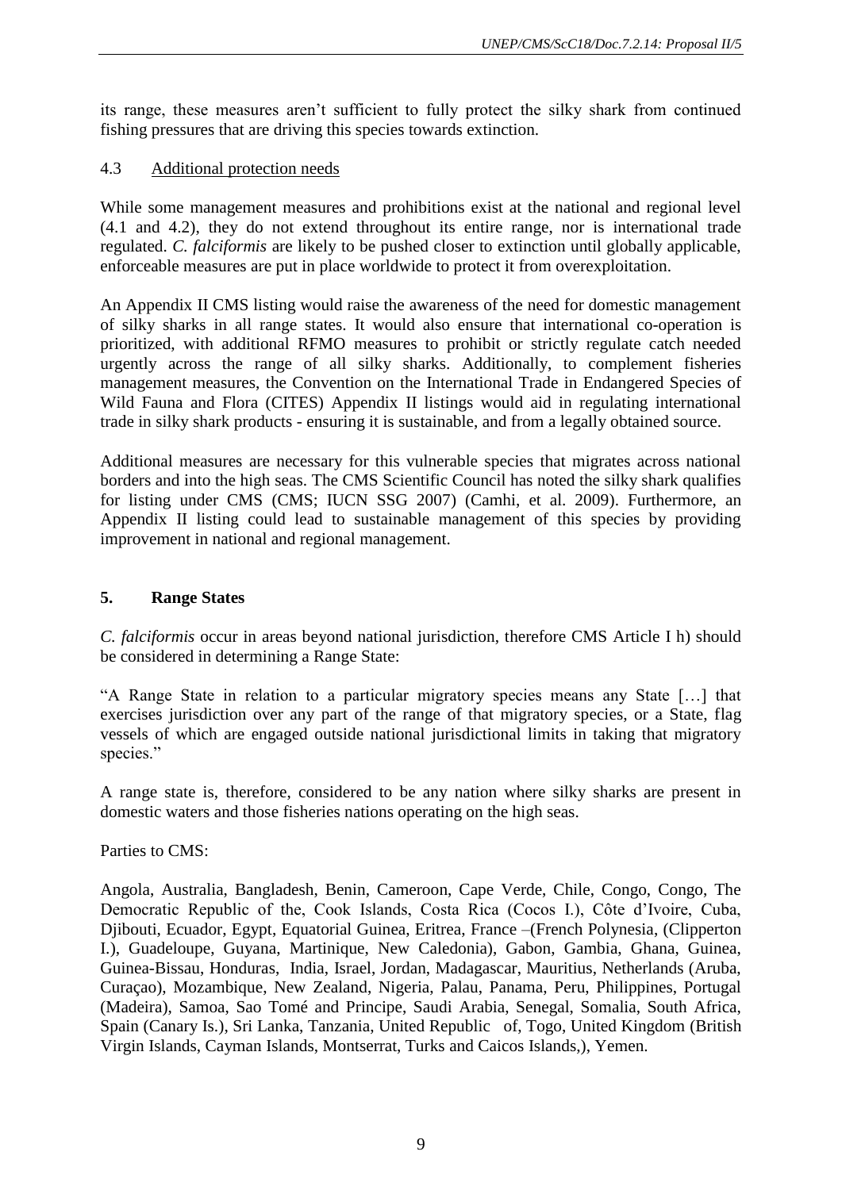its range, these measures aren't sufficient to fully protect the silky shark from continued fishing pressures that are driving this species towards extinction.

### 4.3 Additional protection needs

While some management measures and prohibitions exist at the national and regional level (4.1 and 4.2), they do not extend throughout its entire range, nor is international trade regulated. *C. falciformis* are likely to be pushed closer to extinction until globally applicable, enforceable measures are put in place worldwide to protect it from overexploitation.

An Appendix II CMS listing would raise the awareness of the need for domestic management of silky sharks in all range states. It would also ensure that international co-operation is prioritized, with additional RFMO measures to prohibit or strictly regulate catch needed urgently across the range of all silky sharks. Additionally, to complement fisheries management measures, the Convention on the International Trade in Endangered Species of Wild Fauna and Flora (CITES) Appendix II listings would aid in regulating international trade in silky shark products - ensuring it is sustainable, and from a legally obtained source.

Additional measures are necessary for this vulnerable species that migrates across national borders and into the high seas. The CMS Scientific Council has noted the silky shark qualifies for listing under CMS (CMS; IUCN SSG 2007) (Camhi, et al. 2009). Furthermore, an Appendix II listing could lead to sustainable management of this species by providing improvement in national and regional management.

## 5. Range States

*C. falciformis* occur in areas beyond national jurisdiction, therefore CMS Article I h) should be considered in determining a Range State:

"A Range State in relation to a particular migratory species means any State […] that exercises jurisdiction over any part of the range of that migratory species, or a State, flag vessels of which are engaged outside national jurisdictional limits in taking that migratory species."

A range state is, therefore, considered to be any nation where silky sharks are present in domestic waters and those fisheries nations operating on the high seas.

Parties to CMS:

Angola, Australia, Bangladesh, Benin, Cameroon, Cape Verde, Chile, Congo, Congo, The Democratic Republic of the, Cook Islands, Costa Rica (Cocos I.), Côte d'Ivoire, Cuba, Djibouti, Ecuador, Egypt, Equatorial Guinea, Eritrea, France –(French Polynesia, (Clipperton I.), Guadeloupe, Guyana, Martinique, New Caledonia), Gabon, Gambia, Ghana, Guinea, Guinea-Bissau, Honduras, India, Israel, Jordan, Madagascar, Mauritius, Netherlands (Aruba, Curaçao), Mozambique, New Zealand, Nigeria, Palau, Panama, Peru, Philippines, Portugal (Madeira), Samoa, Sao Tomé and Principe, Saudi Arabia, Senegal, Somalia, South Africa, Spain (Canary Is.), Sri Lanka, Tanzania, United Republic of, Togo, United Kingdom (British Virgin Islands, Cayman Islands, Montserrat, Turks and Caicos Islands,), Yemen.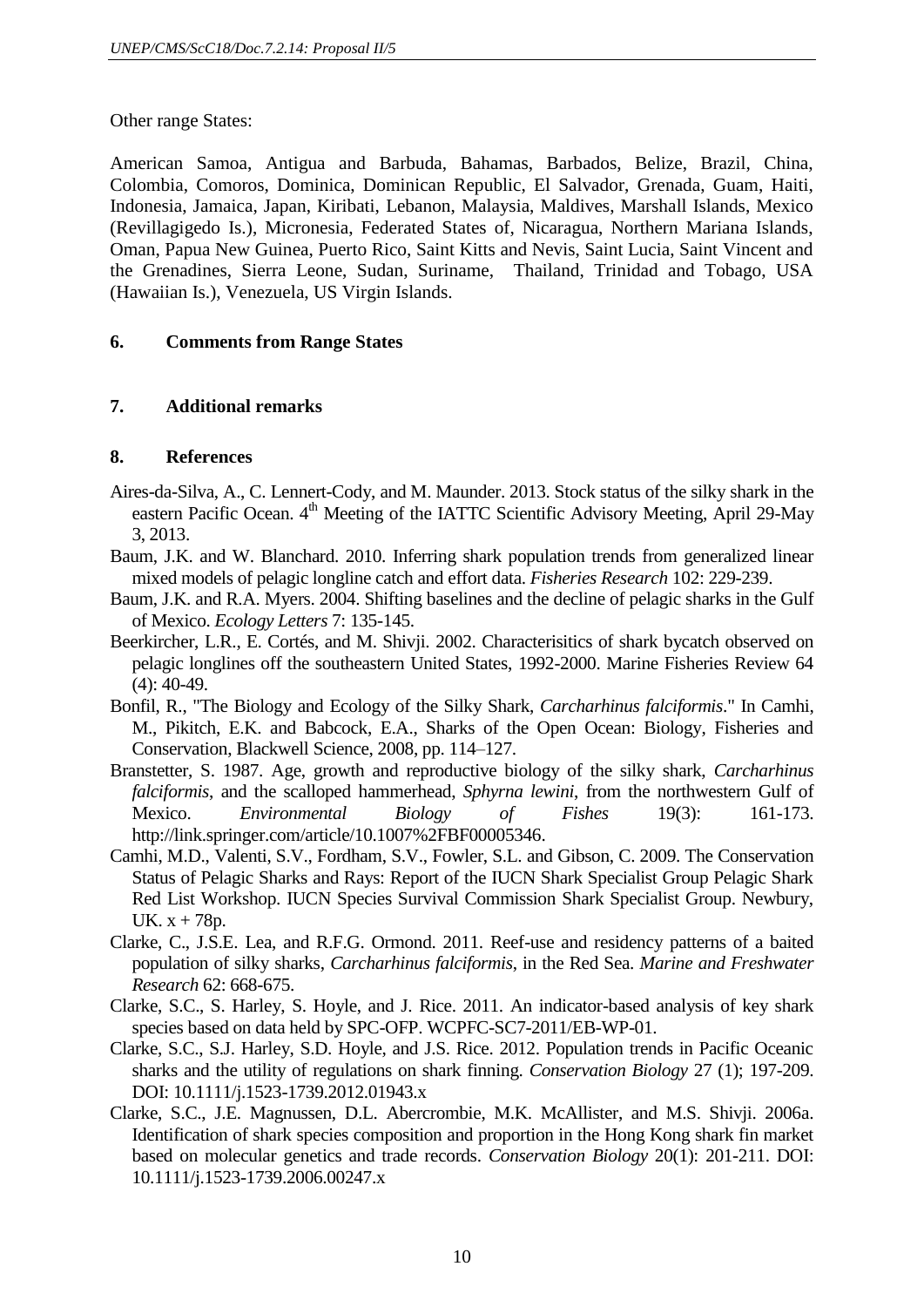Other range States:

American Samoa, Antigua and Barbuda, Bahamas, Barbados, Belize, Brazil, China, Colombia, Comoros, Dominica, Dominican Republic, El Salvador, Grenada, Guam, Haiti, Indonesia, Jamaica, Japan, Kiribati, Lebanon, Malaysia, Maldives, Marshall Islands, Mexico (Revillagigedo Is.), Micronesia, Federated States of, Nicaragua, Northern Mariana Islands, Oman, Papua New Guinea, Puerto Rico, Saint Kitts and Nevis, Saint Lucia, Saint Vincent and the Grenadines, Sierra Leone, Sudan, Suriname, Thailand, Trinidad and Tobago, USA (Hawaiian Is.), Venezuela, US Virgin Islands.

## 6. Comments from Range States

## 7. Additional remarks

## 8. References

Aires-da-Silva, A., C. Lennert-Cody, and M. Maunder. 2013. Stock status of the silky shark in the eastern Pacific Ocean. 4th Meeting of the IATTC Scientific Advisory Meeting, April 29-May 3, 2013.

Baum, J.K. and W. Blanchard. 2010. Inferring shark population trends from generalized linear mixed models of pelagic longline catch and effort data. *Fisheries Research* 102: 229-239.

Baum, J.K. and R.A. Myers. 2004. Shifting baselines and the decline of pelagic sharks in the Gulf of Mexico. *Ecology Letters* 7: 135-145.

Beerkircher, L.R., E. Cortés, and M. Shivji. 2002. Characterisitics of shark bycatch observed on pelagic longlines off the southeastern United States, 1992-2000. Marine Fisheries Review 64 (4): 40-49.

Bonfil, R., "The Biology and Ecology of the Silky Shark, *Carcharhinus falciformis*." In Camhi, M., Pikitch, E.K. and Babcock, E.A., Sharks of the Open Ocean: Biology, Fisheries and Conservation, Blackwell Science, 2008, pp. 114–127.

Branstetter, S. 1987. Age, growth and reproductive biology of the silky shark, *Carcharhinus falciformis*, and the scalloped hammerhead, *Sphyrna lewini*, from the northwestern Gulf of Mexico. *Environmental Biology of Fishes* 19(3): 161-173. http://link.springer.com/article/10.1007%2FBF00005346.

Camhi, M.D., Valenti, S.V., Fordham, S.V., Fowler, S.L. and Gibson, C. 2009. The Conservation Status of Pelagic Sharks and Rays: Report of the IUCN Shark Specialist Group Pelagic Shark Red List Workshop. IUCN Species Survival Commission Shark Specialist Group. Newbury, UK. x + 78p.

Clarke, C., J.S.E. Lea, and R.F.G. Ormond. 2011. Reef-use and residency patterns of a baited population of silky sharks, *Carcharhinus falciformis*, in the Red Sea. *Marine and Freshwater Research* 62: 668-675.

Clarke, S.C., S. Harley, S. Hoyle, and J. Rice. 2011. An indicator-based analysis of key shark species based on data held by SPC-OFP. WCPFC-SC7-2011/EB-WP-01.

Clarke, S.C., S.J. Harley, S.D. Hoyle, and J.S. Rice. 2012. Population trends in Pacific Oceanic sharks and the utility of regulations on shark finning. *Conservation Biology* 27 (1); 197-209. DOI: 10.1111/j.1523-1739.2012.01943.x

Clarke, S.C., J.E. Magnussen, D.L. Abercrombie, M.K. McAllister, and M.S. Shivji. 2006a. Identification of shark species composition and proportion in the Hong Kong shark fin market based on molecular genetics and trade records. *Conservation Biology* 20(1): 201-211. DOI: 10.1111/j.1523-1739.2006.00247.x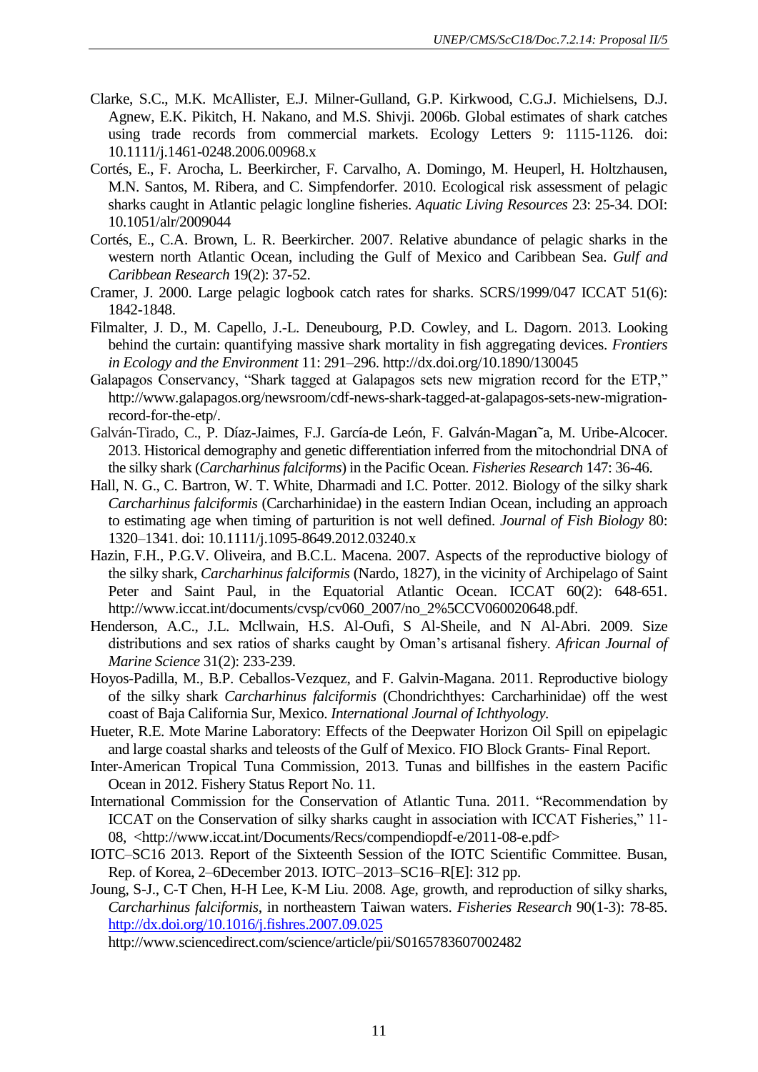Clarke, S.C., M.K. McAllister, E.J. Milner-Gulland, G.P. Kirkwood, C.G.J. Michielsens, D.J. Agnew, E.K. Pikitch, H. Nakano, and M.S. Shivji. 2006b. Global estimates of shark catches using trade records from commercial markets. Ecology Letters 9: 1115-1126. doi: 10.1111/j.1461-0248.2006.00968.x

Cortés, E., F. Arocha, L. Beerkircher, F. Carvalho, A. Domingo, M. Heuperl, H. Holtzhausen, M.N. Santos, M. Ribera, and C. Simpfendorfer. 2010. Ecological risk assessment of pelagic sharks caught in Atlantic pelagic longline fisheries. *Aquatic Living Resources* 23: 25-34. DOI: 10.1051/alr/2009044

Cortés, E., C.A. Brown, L. R. Beerkircher. 2007. Relative abundance of pelagic sharks in the western north Atlantic Ocean, including the Gulf of Mexico and Caribbean Sea. *Gulf and Caribbean Research* 19(2): 37-52.

Cramer, J. 2000. Large pelagic logbook catch rates for sharks. SCRS/1999/047 ICCAT 51(6): 1842-1848.

Filmalter, J. D., M. Capello, J.-L. Deneubourg, P.D. Cowley, and L. Dagorn. 2013. Looking behind the curtain: quantifying massive shark mortality in fish aggregating devices. *Frontiers in Ecology and the Environment* 11: 291–296. http://dx.doi.org/10.1890/130045

Galapagos Conservancy, "Shark tagged at Galapagos sets new migration record for the ETP," http://www.galapagos.org/newsroom/cdf-news-shark-tagged-at-galapagos-sets-new-migration-record-for-the-etp/.

Galván-Tirado, C., P. Díaz-Jaimes, F.J. García-de León, F. Galván-Magan˜a, M. Uribe-Alcocer. 2013. Historical demography and genetic differentiation inferred from the mitochondrial DNA of the silky shark (*Carcharhinus falciforms*) in the Pacific Ocean. *Fisheries Research* 147: 36-46.

Hall, N. G., C. Bartron, W. T. White, Dharmadi and I.C. Potter. 2012. Biology of the silky shark *Carcharhinus falciformis* (Carcharhinidae) in the eastern Indian Ocean, including an approach to estimating age when timing of parturition is not well defined. *Journal of Fish Biology* 80: 1320–1341. doi: 10.1111/j.1095-8649.2012.03240.x

Hazin, F.H., P.G.V. Oliveira, and B.C.L. Macena. 2007. Aspects of the reproductive biology of the silky shark, *Carcharhinus falciformis* (Nardo, 1827), in the vicinity of Archipelago of Saint Peter and Saint Paul, in the Equatorial Atlantic Ocean. ICCAT 60(2): 648-651. http://www.iccat.int/documents/cvsp/cv060_2007/no_2%5CCV060020648.pdf.

Henderson, A.C., J.L. Mcllwain, H.S. Al-Oufi, S Al-Sheile, and N Al-Abri. 2009. Size distributions and sex ratios of sharks caught by Oman's artisanal fishery. *African Journal of Marine Science* 31(2): 233-239.

Hoyos-Padilla, M., B.P. Ceballos-Vezquez, and F. Galvin-Magana. 2011. Reproductive biology of the silky shark *Carcharhinus falciformis* (Chondrichthyes: Carcharhinidae) off the west coast of Baja California Sur, Mexico. *International Journal of Ichthyology*.

Hueter, R.E. Mote Marine Laboratory: Effects of the Deepwater Horizon Oil Spill on epipelagic and large coastal sharks and teleosts of the Gulf of Mexico. FIO Block Grants- Final Report.

Inter-American Tropical Tuna Commission, 2013. Tunas and billfishes in the eastern Pacific Ocean in 2012. Fishery Status Report No. 11.

International Commission for the Conservation of Atlantic Tuna. 2011. "Recommendation by ICCAT on the Conservation of silky sharks caught in association with ICCAT Fisheries," 11-08, <http://www.iccat.int/Documents/Recs/compendiopdf-e/2011-08-e.pdf>

IOTC–SC16 2013. Report of the Sixteenth Session of the IOTC Scientific Committee. Busan, Rep. of Korea, 2–6December 2013. IOTC–2013–SC16–R[E]: 312 pp.

Joung, S-J., C-T Chen, H-H Lee, K-M Liu. 2008. Age, growth, and reproduction of silky sharks, *Carcharhinus falciformis*, in northeastern Taiwan waters. *Fisheries Research* 90(1-3): 78-85. http://dx.doi.org/10.1016/j.fishres.2007.09.025 http://www.sciencedirect.com/science/article/pii/S0165783607002482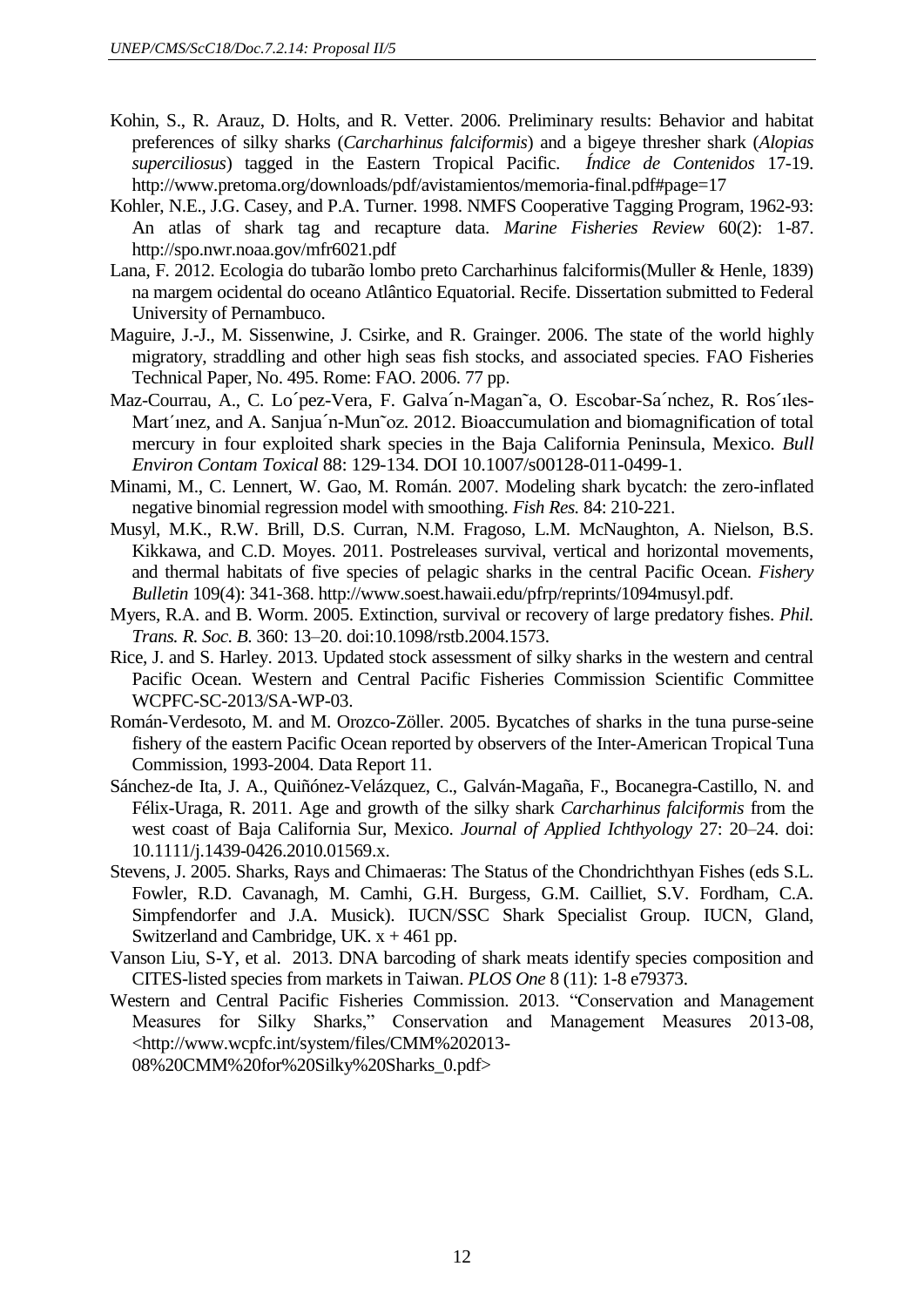Kohin, S., R. Arauz, D. Holts, and R. Vetter. 2006. Preliminary results: Behavior and habitat preferences of silky sharks (*Carcharhinus falciformis*) and a bigeye thresher shark (*Alopias superciliosus*) tagged in the Eastern Tropical Pacific. *Índice de Contenidos* 17-19. http://www.pretoma.org/downloads/pdf/avistamientos/memoria-final.pdf#page=17

Kohler, N.E., J.G. Casey, and P.A. Turner. 1998. NMFS Cooperative Tagging Program, 1962-93: An atlas of shark tag and recapture data. *Marine Fisheries Review* 60(2): 1-87. http://spo.nwr.noaa.gov/mfr6021.pdf

Lana, F. 2012. Ecologia do tubarão lombo preto Carcharhinus falciformis(Muller & Henle, 1839) na margem ocidental do oceano Atlântico Equatorial. Recife. Dissertation submitted to Federal University of Pernambuco.

Maguire, J.-J., M. Sissenwine, J. Csirke, and R. Grainger. 2006. The state of the world highly migratory, straddling and other high seas fish stocks, and associated species. FAO Fisheries Technical Paper, No. 495. Rome: FAO. 2006. 77 pp.

Maz-Courrau, A., C. Lo´pez-Vera, F. Galva´n-Magan˜a, O. Escobar-Sa´nchez, R. Ros´ıles-Mart´ınez, and A. Sanjua´n-Mun˜oz. 2012. Bioaccumulation and biomagnification of total mercury in four exploited shark species in the Baja California Peninsula, Mexico. *Bull Environ Contam Toxical* 88: 129-134. DOI 10.1007/s00128-011-0499-1.

Minami, M., C. Lennert, W. Gao, M. Román. 2007. Modeling shark bycatch: the zero-inflated negative binomial regression model with smoothing. *Fish Res.* 84: 210-221.

Musyl, M.K., R.W. Brill, D.S. Curran, N.M. Fragoso, L.M. McNaughton, A. Nielson, B.S. Kikkawa, and C.D. Moyes. 2011. Postreleases survival, vertical and horizontal movements, and thermal habitats of five species of pelagic sharks in the central Pacific Ocean. *Fishery Bulletin* 109(4): 341-368. http://www.soest.hawaii.edu/pfrp/reprints/1094musyl.pdf.

Myers, R.A. and B. Worm. 2005. Extinction, survival or recovery of large predatory fishes. *Phil. Trans. R. Soc. B.* 360: 13–20. doi:10.1098/rstb.2004.1573.

Rice, J. and S. Harley. 2013. Updated stock assessment of silky sharks in the western and central Pacific Ocean. Western and Central Pacific Fisheries Commission Scientific Committee WCPFC-SC-2013/SA-WP-03.

Román-Verdesoto, M. and M. Orozco-Zöller. 2005. Bycatches of sharks in the tuna purse-seine fishery of the eastern Pacific Ocean reported by observers of the Inter-American Tropical Tuna Commission, 1993-2004. Data Report 11.

Sánchez-de Ita, J. A., Quiñónez-Velázquez, C., Galván-Magaña, F., Bocanegra-Castillo, N. and Félix-Uraga, R. 2011. Age and growth of the silky shark *Carcharhinus falciformis* from the west coast of Baja California Sur, Mexico. *Journal of Applied Ichthyology* 27: 20–24. doi: 10.1111/j.1439-0426.2010.01569.x.

Stevens, J. 2005. Sharks, Rays and Chimaeras: The Status of the Chondrichthyan Fishes (eds S.L. Fowler, R.D. Cavanagh, M. Camhi, G.H. Burgess, G.M. Cailliet, S.V. Fordham, C.A. Simpfendorfer and J.A. Musick). IUCN/SSC Shark Specialist Group. IUCN, Gland, Switzerland and Cambridge, UK. x + 461 pp.

Vanson Liu, S-Y, et al. 2013. DNA barcoding of shark meats identify species composition and CITES-listed species from markets in Taiwan. *PLOS One* 8 (11): 1-8 e79373.

Western and Central Pacific Fisheries Commission. 2013. "Conservation and Management Measures for Silky Sharks," Conservation and Management Measures 2013-08, <http://www.wcpfc.int/system/files/CMM%202013-08%20CMM%20for%20Silky%20Sharks_0.pdf>